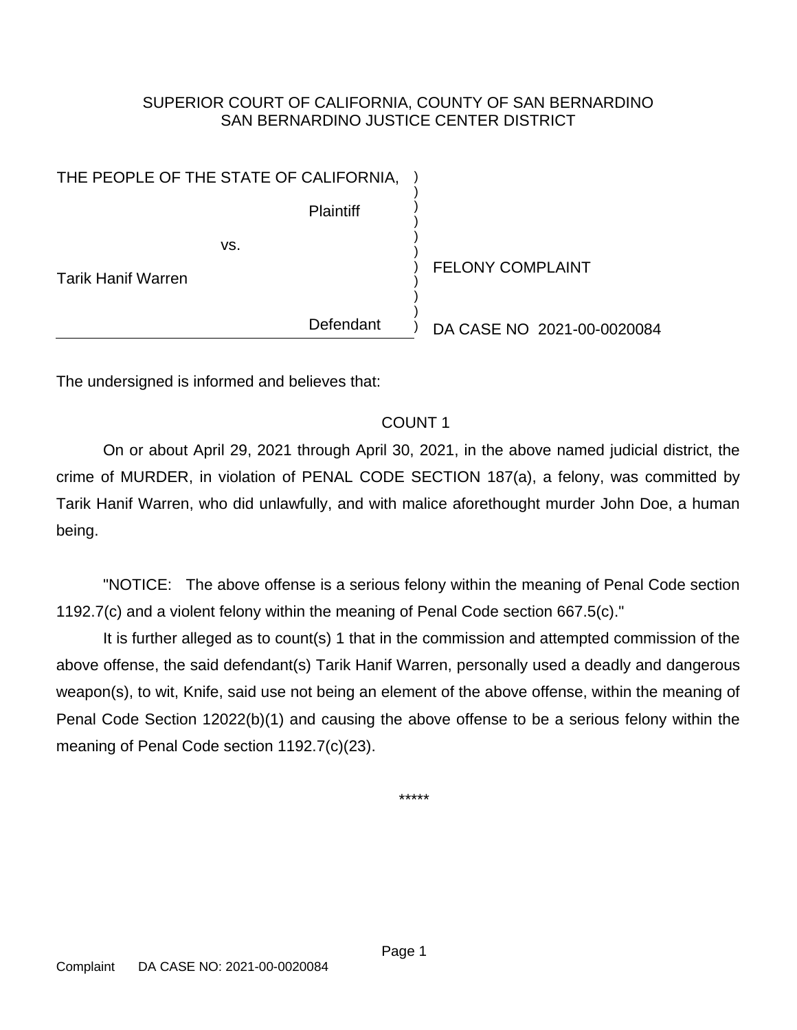SUPERIOR COURT OF CALIFORNIA, COUNTY OF SAN BERNARDINO
SAN BERNARDINO JUSTICE CENTER DISTRICT

| | |
|---|---|
| THE PEOPLE OF THE STATE OF CALIFORNIA, Plaintiff | |
| vs. | FELONY COMPLAINT |
| Tarik Hanif Warren, Defendant | DA CASE NO 2021-00-0020084 |

The undersigned is informed and believes that:

## COUNT 1

On or about April 29, 2021 through April 30, 2021, in the above named judicial district, the crime of MURDER, in violation of PENAL CODE SECTION 187(a), a felony, was committed by Tarik Hanif Warren, who did unlawfully, and with malice aforethought murder John Doe, a human being.

"NOTICE: The above offense is a serious felony within the meaning of Penal Code section 1192.7(c) and a violent felony within the meaning of Penal Code section 667.5(c)."

It is further alleged as to count(s) 1 that in the commission and attempted commission of the above offense, the said defendant(s) Tarik Hanif Warren, personally used a deadly and dangerous weapon(s), to wit, Knife, said use not being an element of the above offense, within the meaning of Penal Code Section 12022(b)(1) and causing the above offense to be a serious felony within the meaning of Penal Code section 1192.7(c)(23).

*****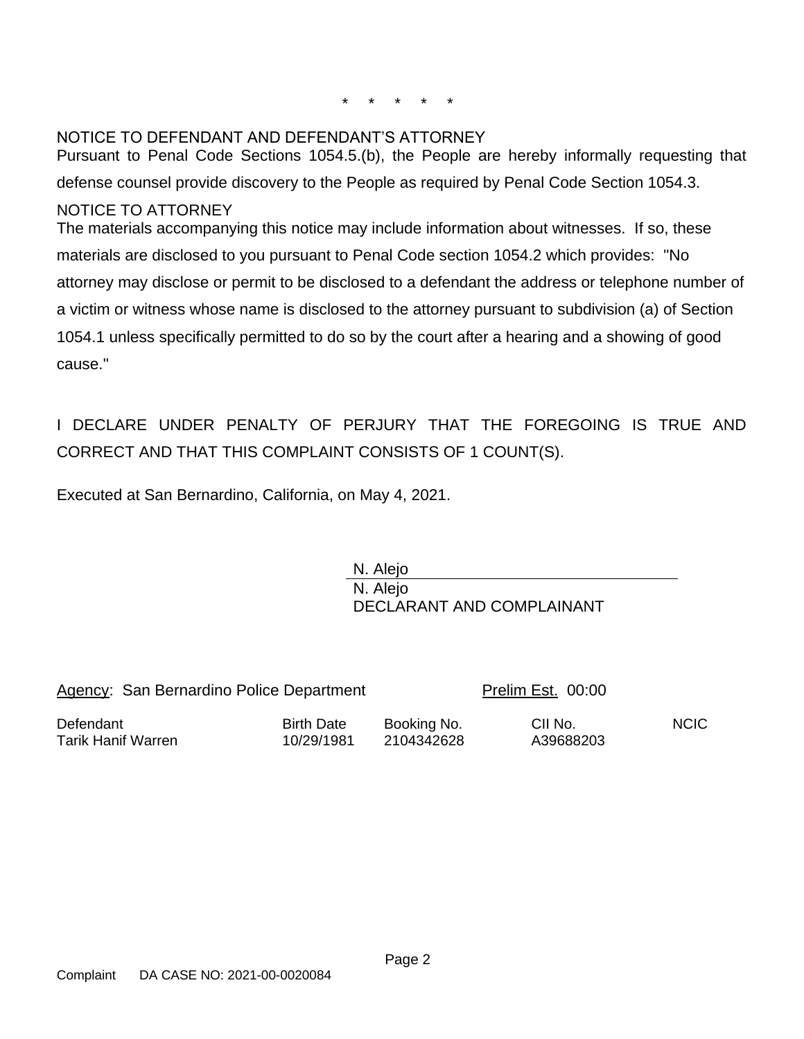\* \* \* \* \*

NOTICE TO DEFENDANT AND DEFENDANT'S ATTORNEY

Pursuant to Penal Code Sections 1054.5.(b), the People are hereby informally requesting that defense counsel provide discovery to the People as required by Penal Code Section 1054.3.

NOTICE TO ATTORNEY

The materials accompanying this notice may include information about witnesses. If so, these materials are disclosed to you pursuant to Penal Code section 1054.2 which provides: "No attorney may disclose or permit to be disclosed to a defendant the address or telephone number of a victim or witness whose name is disclosed to the attorney pursuant to subdivision (a) of Section 1054.1 unless specifically permitted to do so by the court after a hearing and a showing of good cause."

I DECLARE UNDER PENALTY OF PERJURY THAT THE FOREGOING IS TRUE AND CORRECT AND THAT THIS COMPLAINT CONSISTS OF 1 COUNT(S).

Executed at San Bernardino, California, on May 4, 2021.

N. Alejo
N. Alejo
DECLARANT AND COMPLAINANT

Agency: San Bernardino Police Department    Prelim Est. 00:00

| Defendant | Birth Date | Booking No. | CII No. | NCIC |
|---|---|---|---|---|
| Tarik Hanif Warren | 10/29/1981 | 2104342628 | A39688203 | |

Complaint DA CASE NO: 2021-00-0020084